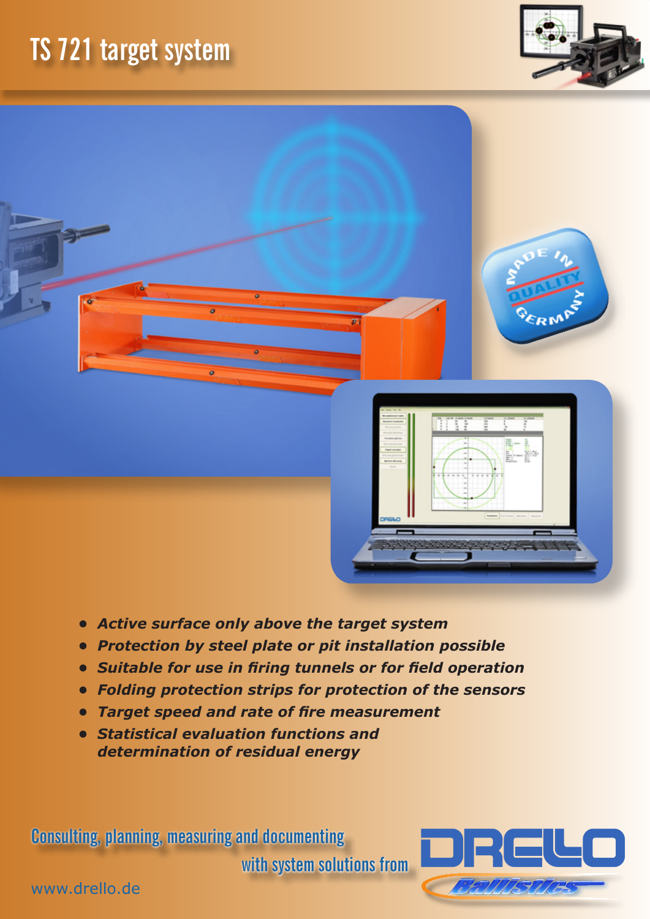# TS 721 target system

- ***Active surface only above the target system***
- ***Protection by steel plate or pit installation possible***
- ***Suitable for use in firing tunnels or for field operation***
- ***Folding protection strips for protection of the sensors***
- ***Target speed and rate of fire measurement***
- ***Statistical evaluation functions and determination of residual energy***

Consulting, planning, measuring and documenting with system solutions from

DRELLO Ballistics

www.drello.de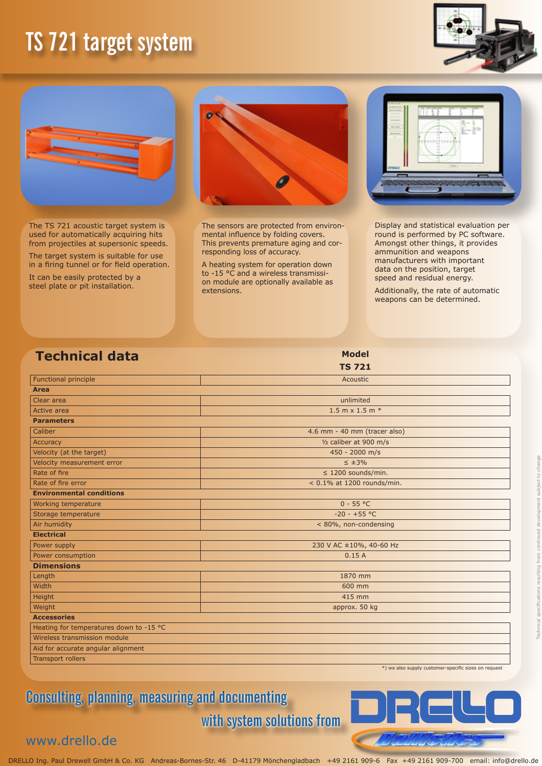# TS 721 target system

The TS 721 acoustic target system is used for automatically acquiring hits from projectiles at supersonic speeds.

The target system is suitable for use in a firing tunnel or for field operation.

It can be easily protected by a steel plate or pit installation.

The sensors are protected from environmental influence by folding covers. This prevents premature aging and corresponding loss of accuracy.

A heating system for operation down to -15 °C and a wireless transmission module are optionally available as extensions.

Display and statistical evaluation per round is performed by PC software. Amongst other things, it provides ammunition and weapons manufacturers with important data on the position, target speed and residual energy.

Additionally, the rate of automatic weapons can be determined.

## Technical data

| | Model TS 721 |
|---|---|
| Functional principle | Acoustic |
| **Area** | |
| Clear area | unlimited |
| Active area | 1.5 m x 1.5 m * |
| **Parameters** | |
| Caliber | 4.6 mm - 40 mm (tracer also) |
| Accuracy | ½ caliber at 900 m/s |
| Velocity (at the target) | 450 - 2000 m/s |
| Velocity measurement error | ≤ ±3% |
| Rate of fire | ≤ 1200 sounds/min. |
| Rate of fire error | < 0.1% at 1200 rounds/min. |
| **Environmental conditions** | |
| Working temperature | 0 - 55 °C |
| Storage temperature | -20 - +55 °C |
| Air humidity | < 80%, non-condensing |
| **Electrical** | |
| Power supply | 230 V AC ±10%, 40-60 Hz |
| Power consumption | 0.15 A |
| **Dimensions** | |
| Length | 1870 mm |
| Width | 600 mm |
| Height | 415 mm |
| Weight | approx. 50 kg |
| **Accessories** | |
| Heating for temperatures down to -15 °C | |
| Wireless transmission module | |
| Aid for accurate angular alignment | |
| Transport rollers | |

*) we also supply customer-specific sizes on request

Technical specifications resulting from continued development subject to change

Consulting, planning, measuring and documenting with system solutions from DRELLO Ballistics

www.drello.de

DRELLO Ing. Paul Drewell GmbH & Co. KG Andreas-Bornes-Str. 46 D-41179 Mönchengladbach +49 2161 909-6 Fax +49 2161 909-700 email: info@drello.de